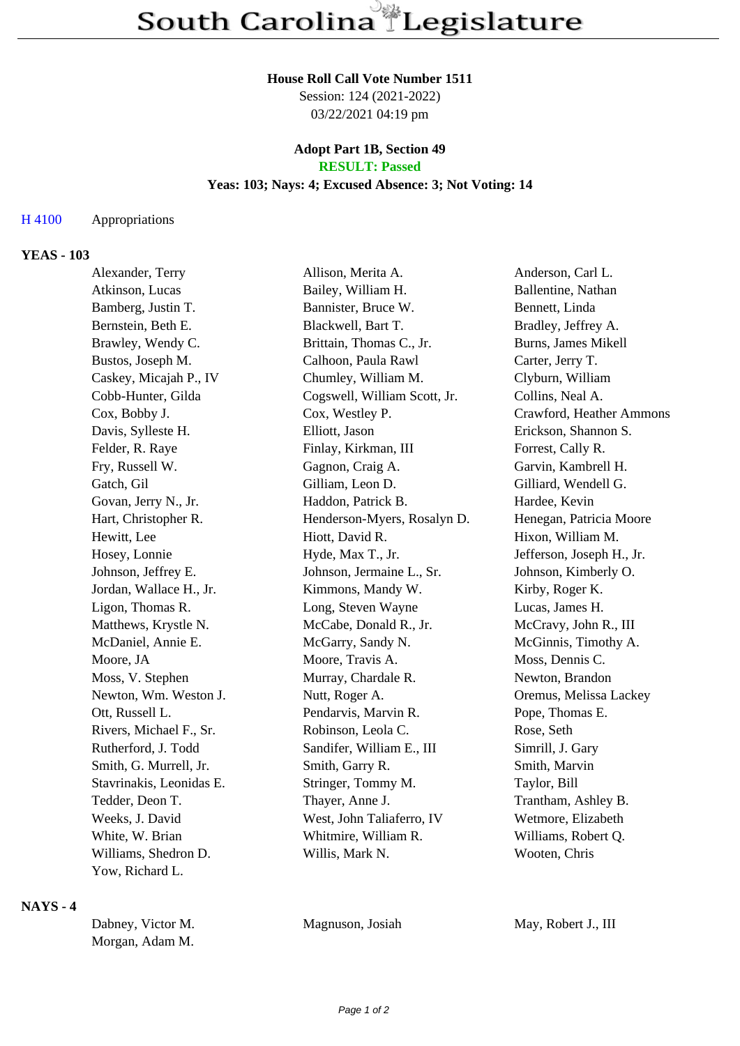# South Carolina Legislature

**House Roll Call Vote Number 1511**
Session: 124 (2021-2022)
03/22/2021 04:19 pm

**Adopt Part 1B, Section 49**
**RESULT: Passed**
**Yeas: 103; Nays: 4; Excused Absence: 3; Not Voting: 14**

H 4100 Appropriations

## YEAS - 103

| | | |
|---|---|---|
| Alexander, Terry | Allison, Merita A. | Anderson, Carl L. |
| Atkinson, Lucas | Bailey, William H. | Ballentine, Nathan |
| Bamberg, Justin T. | Bannister, Bruce W. | Bennett, Linda |
| Bernstein, Beth E. | Blackwell, Bart T. | Bradley, Jeffrey A. |
| Brawley, Wendy C. | Brittain, Thomas C., Jr. | Burns, James Mikell |
| Bustos, Joseph M. | Calhoon, Paula Rawl | Carter, Jerry T. |
| Caskey, Micajah P., IV | Chumley, William M. | Clyburn, William |
| Cobb-Hunter, Gilda | Cogswell, William Scott, Jr. | Collins, Neal A. |
| Cox, Bobby J. | Cox, Westley P. | Crawford, Heather Ammons |
| Davis, Sylleste H. | Elliott, Jason | Erickson, Shannon S. |
| Felder, R. Raye | Finlay, Kirkman, III | Forrest, Cally R. |
| Fry, Russell W. | Gagnon, Craig A. | Garvin, Kambrell H. |
| Gatch, Gil | Gilliam, Leon D. | Gilliard, Wendell G. |
| Govan, Jerry N., Jr. | Haddon, Patrick B. | Hardee, Kevin |
| Hart, Christopher R. | Henderson-Myers, Rosalyn D. | Henegan, Patricia Moore |
| Hewitt, Lee | Hiott, David R. | Hixon, William M. |
| Hosey, Lonnie | Hyde, Max T., Jr. | Jefferson, Joseph H., Jr. |
| Johnson, Jeffrey E. | Johnson, Jermaine L., Sr. | Johnson, Kimberly O. |
| Jordan, Wallace H., Jr. | Kimmons, Mandy W. | Kirby, Roger K. |
| Ligon, Thomas R. | Long, Steven Wayne | Lucas, James H. |
| Matthews, Krystle N. | McCabe, Donald R., Jr. | McCravy, John R., III |
| McDaniel, Annie E. | McGarry, Sandy N. | McGinnis, Timothy A. |
| Moore, JA | Moore, Travis A. | Moss, Dennis C. |
| Moss, V. Stephen | Murray, Chardale R. | Newton, Brandon |
| Newton, Wm. Weston J. | Nutt, Roger A. | Oremus, Melissa Lackey |
| Ott, Russell L. | Pendarvis, Marvin R. | Pope, Thomas E. |
| Rivers, Michael F., Sr. | Robinson, Leola C. | Rose, Seth |
| Rutherford, J. Todd | Sandifer, William E., III | Simrill, J. Gary |
| Smith, G. Murrell, Jr. | Smith, Garry R. | Smith, Marvin |
| Stavrinakis, Leonidas E. | Stringer, Tommy M. | Taylor, Bill |
| Tedder, Deon T. | Thayer, Anne J. | Trantham, Ashley B. |
| Weeks, J. David | West, John Taliaferro, IV | Wetmore, Elizabeth |
| White, W. Brian | Whitmire, William R. | Williams, Robert Q. |
| Williams, Shedron D. | Willis, Mark N. | Wooten, Chris |
| Yow, Richard L. | | |

## NAYS - 4

| | | |
|---|---|---|
| Dabney, Victor M. | Magnuson, Josiah | May, Robert J., III |
| Morgan, Adam M. | | |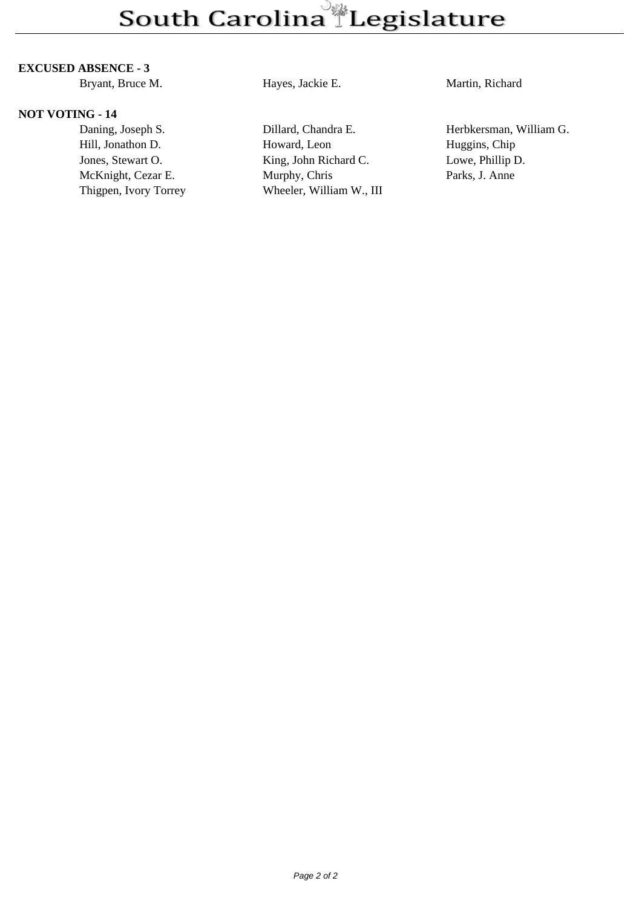**EXCUSED ABSENCE - 3**

| | | |
|---|---|---|
| Bryant, Bruce M. | Hayes, Jackie E. | Martin, Richard |

**NOT VOTING - 14**

| | | |
|---|---|---|
| Daning, Joseph S. | Dillard, Chandra E. | Herbkersman, William G. |
| Hill, Jonathon D. | Howard, Leon | Huggins, Chip |
| Jones, Stewart O. | King, John Richard C. | Lowe, Phillip D. |
| McKnight, Cezar E. | Murphy, Chris | Parks, J. Anne |
| Thigpen, Ivory Torrey | Wheeler, William W., III | |